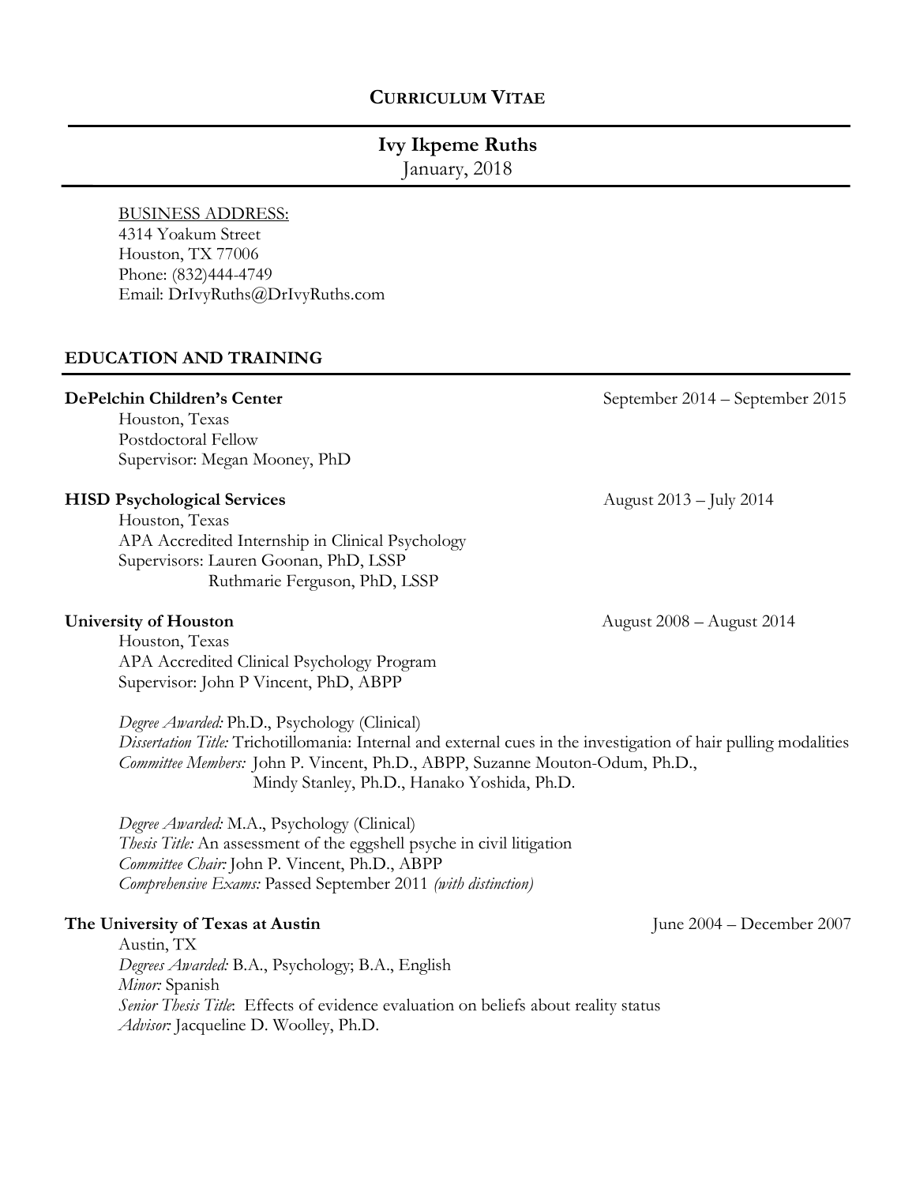# CURRICULUM VITAE

## Ivy Ikpeme Ruths

January, 2018

BUSINESS ADDRESS:
4314 Yoakum Street
Houston, TX 77006
Phone: (832)444-4749
Email: DrIvyRuths@DrIvyRuths.com

## EDUCATION AND TRAINING

**DePelchin Children's Center** — September 2014 – September 2015
Houston, Texas
Postdoctoral Fellow
Supervisor: Megan Mooney, PhD

**HISD Psychological Services** — August 2013 – July 2014
Houston, Texas
APA Accredited Internship in Clinical Psychology
Supervisors: Lauren Goonan, PhD, LSSP
Ruthmarie Ferguson, PhD, LSSP

**University of Houston** — August 2008 – August 2014
Houston, Texas
APA Accredited Clinical Psychology Program
Supervisor: John P Vincent, PhD, ABPP

*Degree Awarded:* Ph.D., Psychology (Clinical)
*Dissertation Title:* Trichotillomania: Internal and external cues in the investigation of hair pulling modalities
*Committee Members:* John P. Vincent, Ph.D., ABPP, Suzanne Mouton-Odum, Ph.D., Mindy Stanley, Ph.D., Hanako Yoshida, Ph.D.

*Degree Awarded:* M.A., Psychology (Clinical)
*Thesis Title:* An assessment of the eggshell psyche in civil litigation
*Committee Chair:* John P. Vincent, Ph.D., ABPP
*Comprehensive Exams:* Passed September 2011 *(with distinction)*

**The University of Texas at Austin** — June 2004 – December 2007
Austin, TX
*Degrees Awarded:* B.A., Psychology; B.A., English
*Minor:* Spanish
*Senior Thesis Title*: Effects of evidence evaluation on beliefs about reality status
*Advisor:* Jacqueline D. Woolley, Ph.D.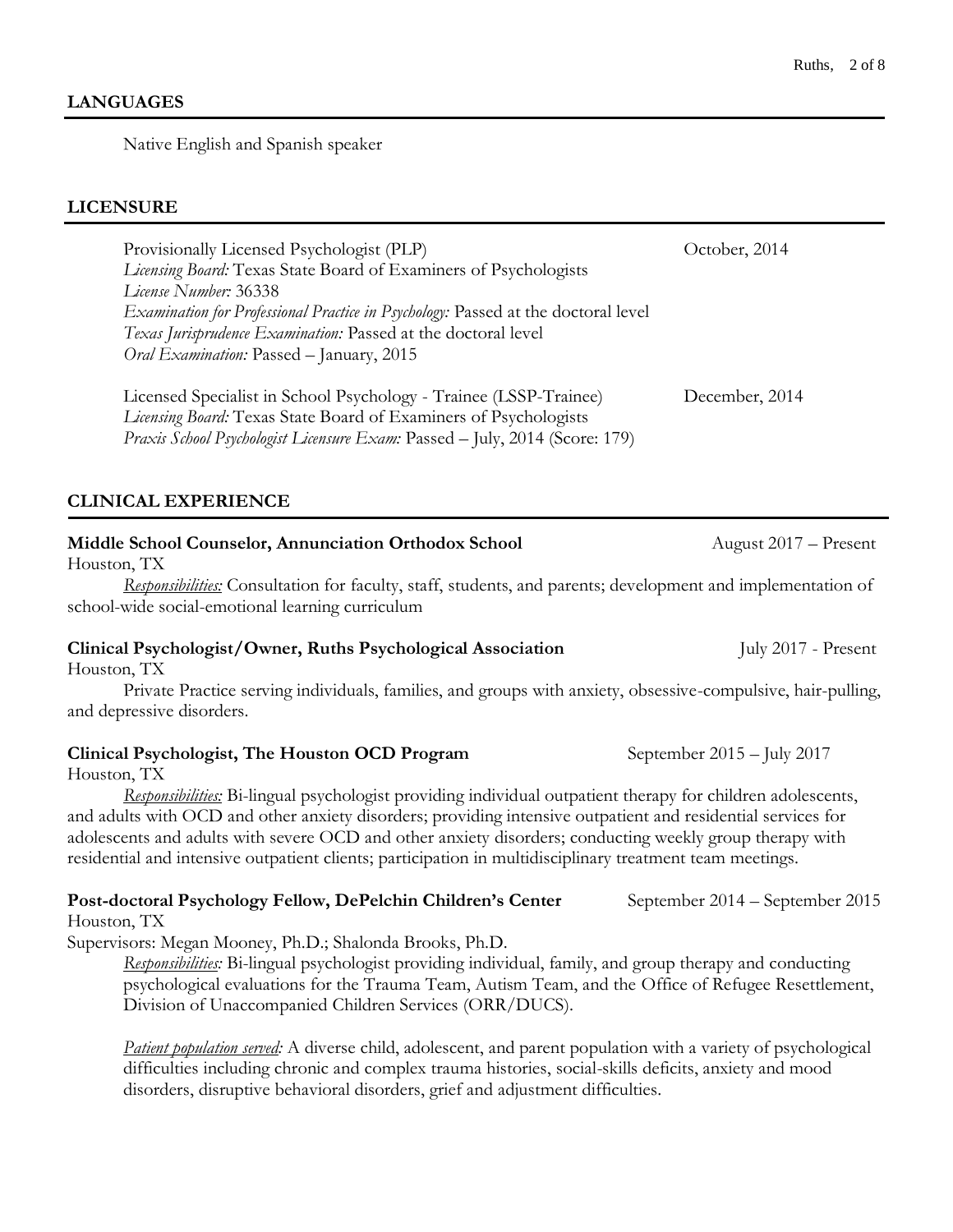## LANGUAGES

Native English and Spanish speaker

## LICENSURE

Provisionally Licensed Psychologist (PLP) — October, 2014
*Licensing Board:* Texas State Board of Examiners of Psychologists
*License Number:* 36338
*Examination for Professional Practice in Psychology:* Passed at the doctoral level
*Texas Jurisprudence Examination:* Passed at the doctoral level
*Oral Examination:* Passed – January, 2015

Licensed Specialist in School Psychology - Trainee (LSSP-Trainee) — December, 2014
*Licensing Board:* Texas State Board of Examiners of Psychologists
*Praxis School Psychologist Licensure Exam:* Passed – July, 2014 (Score: 179)

## CLINICAL EXPERIENCE

**Middle School Counselor, Annunciation Orthodox School** — August 2017 – Present
Houston, TX

<u>*Responsibilities:*</u> Consultation for faculty, staff, students, and parents; development and implementation of school-wide social-emotional learning curriculum

**Clinical Psychologist/Owner, Ruths Psychological Association** — July 2017 - Present
Houston, TX

Private Practice serving individuals, families, and groups with anxiety, obsessive-compulsive, hair-pulling, and depressive disorders.

**Clinical Psychologist, The Houston OCD Program** — September 2015 – July 2017
Houston, TX

<u>*Responsibilities:*</u> Bi-lingual psychologist providing individual outpatient therapy for children adolescents, and adults with OCD and other anxiety disorders; providing intensive outpatient and residential services for adolescents and adults with severe OCD and other anxiety disorders; conducting weekly group therapy with residential and intensive outpatient clients; participation in multidisciplinary treatment team meetings.

**Post-doctoral Psychology Fellow, DePelchin Children's Center** — September 2014 – September 2015
Houston, TX
Supervisors: Megan Mooney, Ph.D.; Shalonda Brooks, Ph.D.

<u>*Responsibilities:*</u> Bi-lingual psychologist providing individual, family, and group therapy and conducting psychological evaluations for the Trauma Team, Autism Team, and the Office of Refugee Resettlement, Division of Unaccompanied Children Services (ORR/DUCS).

<u>*Patient population served:*</u> A diverse child, adolescent, and parent population with a variety of psychological difficulties including chronic and complex trauma histories, social-skills deficits, anxiety and mood disorders, disruptive behavioral disorders, grief and adjustment difficulties.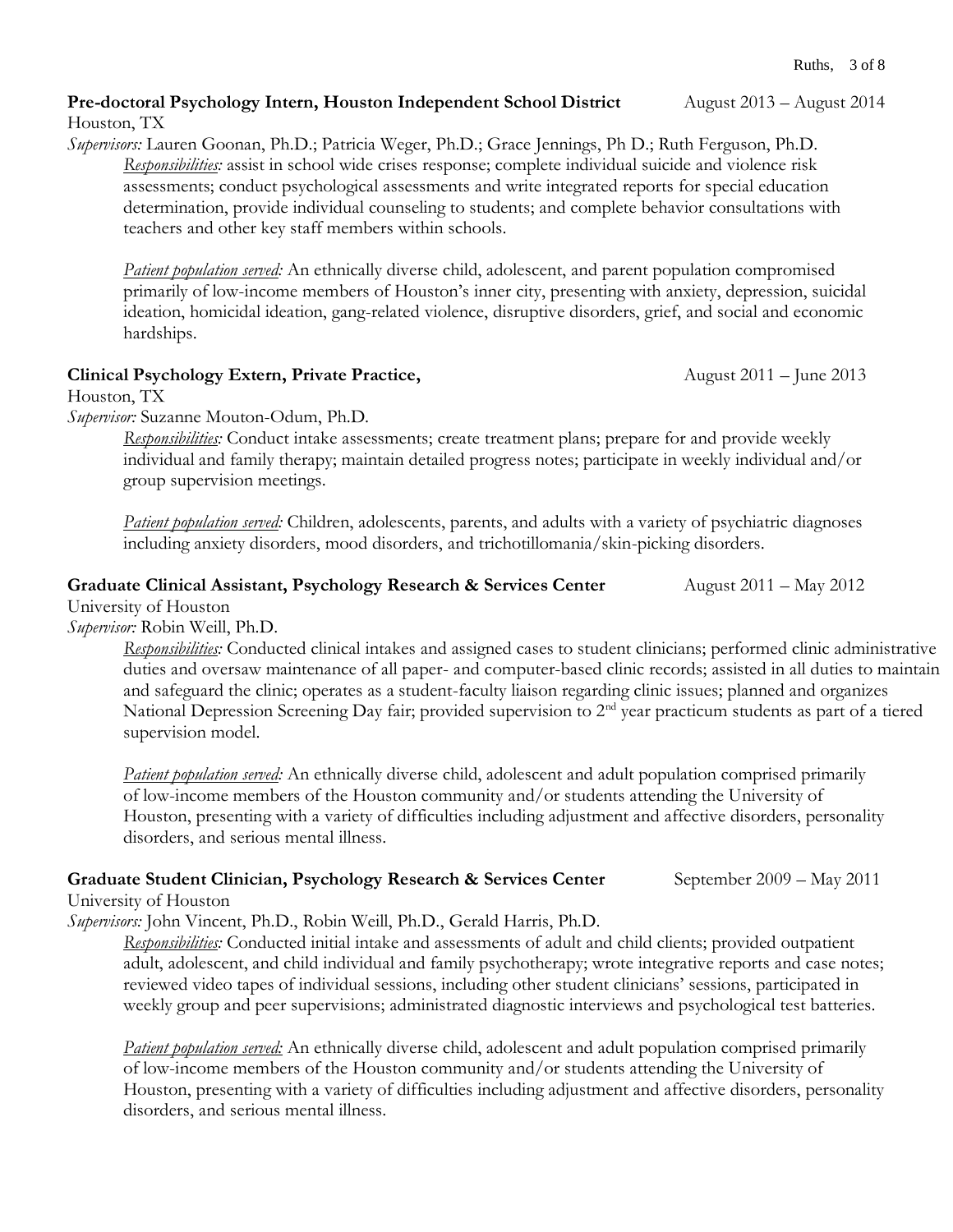**Pre-doctoral Psychology Intern, Houston Independent School District** August 2013 – August 2014
Houston, TX
*Supervisors:* Lauren Goonan, Ph.D.; Patricia Weger, Ph.D.; Grace Jennings, Ph D.; Ruth Ferguson, Ph.D.

*Responsibilities:* assist in school wide crises response; complete individual suicide and violence risk assessments; conduct psychological assessments and write integrated reports for special education determination, provide individual counseling to students; and complete behavior consultations with teachers and other key staff members within schools.

*Patient population served:* An ethnically diverse child, adolescent, and parent population compromised primarily of low-income members of Houston's inner city, presenting with anxiety, depression, suicidal ideation, homicidal ideation, gang-related violence, disruptive disorders, grief, and social and economic hardships.

**Clinical Psychology Extern, Private Practice,** August 2011 – June 2013
Houston, TX
*Supervisor:* Suzanne Mouton-Odum, Ph.D.

*Responsibilities:* Conduct intake assessments; create treatment plans; prepare for and provide weekly individual and family therapy; maintain detailed progress notes; participate in weekly individual and/or group supervision meetings.

*Patient population served:* Children, adolescents, parents, and adults with a variety of psychiatric diagnoses including anxiety disorders, mood disorders, and trichotillomania/skin-picking disorders.

**Graduate Clinical Assistant, Psychology Research & Services Center** August 2011 – May 2012
University of Houston
*Supervisor:* Robin Weill, Ph.D.

*Responsibilities:* Conducted clinical intakes and assigned cases to student clinicians; performed clinic administrative duties and oversaw maintenance of all paper- and computer-based clinic records; assisted in all duties to maintain and safeguard the clinic; operates as a student-faculty liaison regarding clinic issues; planned and organizes National Depression Screening Day fair; provided supervision to 2nd year practicum students as part of a tiered supervision model.

*Patient population served:* An ethnically diverse child, adolescent and adult population comprised primarily of low-income members of the Houston community and/or students attending the University of Houston, presenting with a variety of difficulties including adjustment and affective disorders, personality disorders, and serious mental illness.

**Graduate Student Clinician, Psychology Research & Services Center** September 2009 – May 2011
University of Houston
*Supervisors:* John Vincent, Ph.D., Robin Weill, Ph.D., Gerald Harris, Ph.D.

*Responsibilities:* Conducted initial intake and assessments of adult and child clients; provided outpatient adult, adolescent, and child individual and family psychotherapy; wrote integrative reports and case notes; reviewed video tapes of individual sessions, including other student clinicians' sessions, participated in weekly group and peer supervisions; administrated diagnostic interviews and psychological test batteries.

*Patient population served:* An ethnically diverse child, adolescent and adult population comprised primarily of low-income members of the Houston community and/or students attending the University of Houston, presenting with a variety of difficulties including adjustment and affective disorders, personality disorders, and serious mental illness.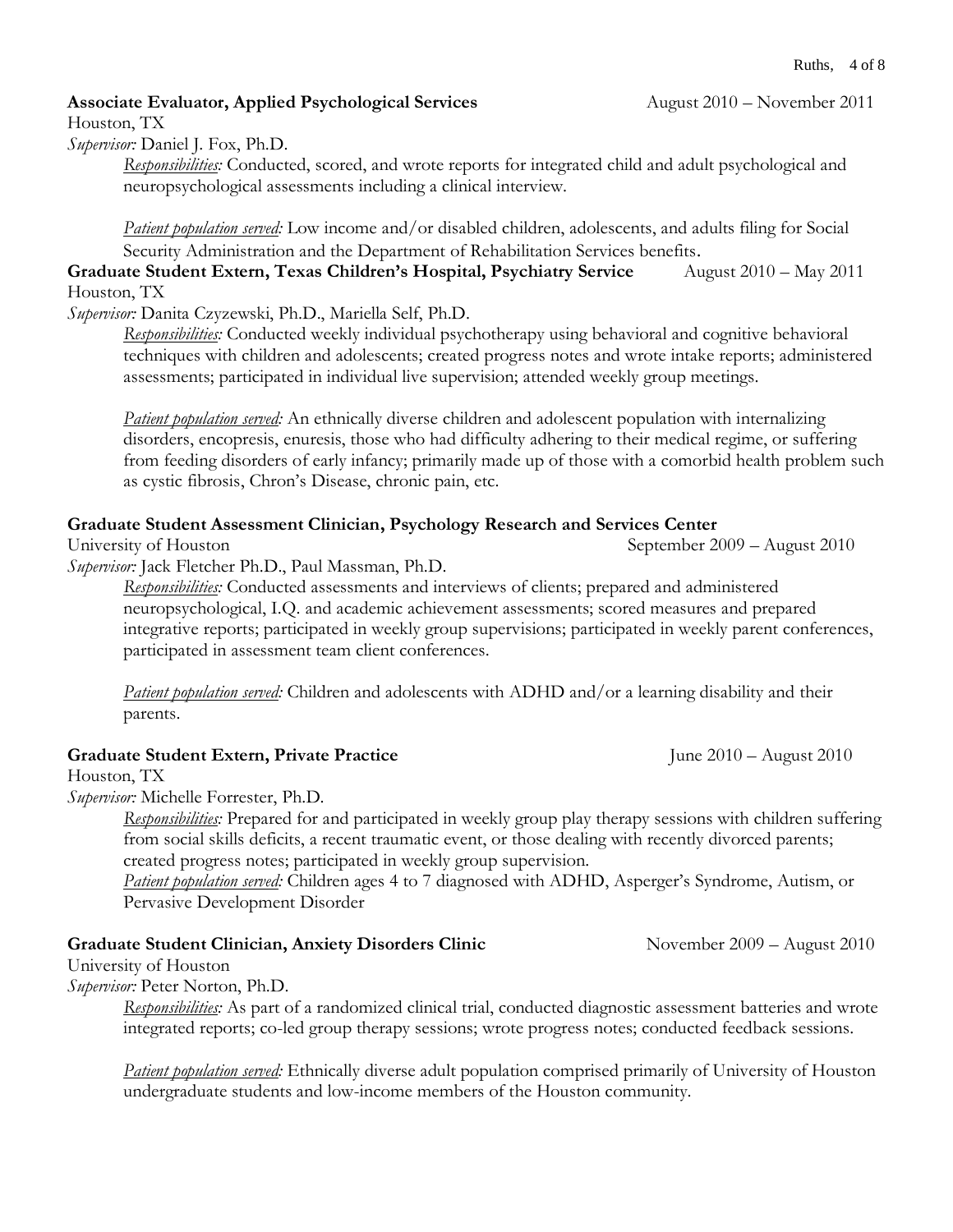**Associate Evaluator, Applied Psychological Services** August 2010 – November 2011
Houston, TX
*Supervisor:* Daniel J. Fox, Ph.D.

*Responsibilities:* Conducted, scored, and wrote reports for integrated child and adult psychological and neuropsychological assessments including a clinical interview.

*Patient population served:* Low income and/or disabled children, adolescents, and adults filing for Social Security Administration and the Department of Rehabilitation Services benefits.

**Graduate Student Extern, Texas Children's Hospital, Psychiatry Service** August 2010 – May 2011
Houston, TX
*Supervisor:* Danita Czyzewski, Ph.D., Mariella Self, Ph.D.

*Responsibilities:* Conducted weekly individual psychotherapy using behavioral and cognitive behavioral techniques with children and adolescents; created progress notes and wrote intake reports; administered assessments; participated in individual live supervision; attended weekly group meetings.

*Patient population served:* An ethnically diverse children and adolescent population with internalizing disorders, encopresis, enuresis, those who had difficulty adhering to their medical regime, or suffering from feeding disorders of early infancy; primarily made up of those with a comorbid health problem such as cystic fibrosis, Chron's Disease, chronic pain, etc.

**Graduate Student Assessment Clinician, Psychology Research and Services Center**
University of Houston September 2009 – August 2010
*Supervisor:* Jack Fletcher Ph.D., Paul Massman, Ph.D.

*Responsibilities:* Conducted assessments and interviews of clients; prepared and administered neuropsychological, I.Q. and academic achievement assessments; scored measures and prepared integrative reports; participated in weekly group supervisions; participated in weekly parent conferences, participated in assessment team client conferences.

*Patient population served:* Children and adolescents with ADHD and/or a learning disability and their parents.

**Graduate Student Extern, Private Practice** June 2010 – August 2010
Houston, TX
*Supervisor:* Michelle Forrester, Ph.D.

*Responsibilities:* Prepared for and participated in weekly group play therapy sessions with children suffering from social skills deficits, a recent traumatic event, or those dealing with recently divorced parents; created progress notes; participated in weekly group supervision.
*Patient population served:* Children ages 4 to 7 diagnosed with ADHD, Asperger's Syndrome, Autism, or Pervasive Development Disorder

**Graduate Student Clinician, Anxiety Disorders Clinic** November 2009 – August 2010
University of Houston
*Supervisor:* Peter Norton, Ph.D.

*Responsibilities:* As part of a randomized clinical trial, conducted diagnostic assessment batteries and wrote integrated reports; co-led group therapy sessions; wrote progress notes; conducted feedback sessions.

*Patient population served:* Ethnically diverse adult population comprised primarily of University of Houston undergraduate students and low-income members of the Houston community.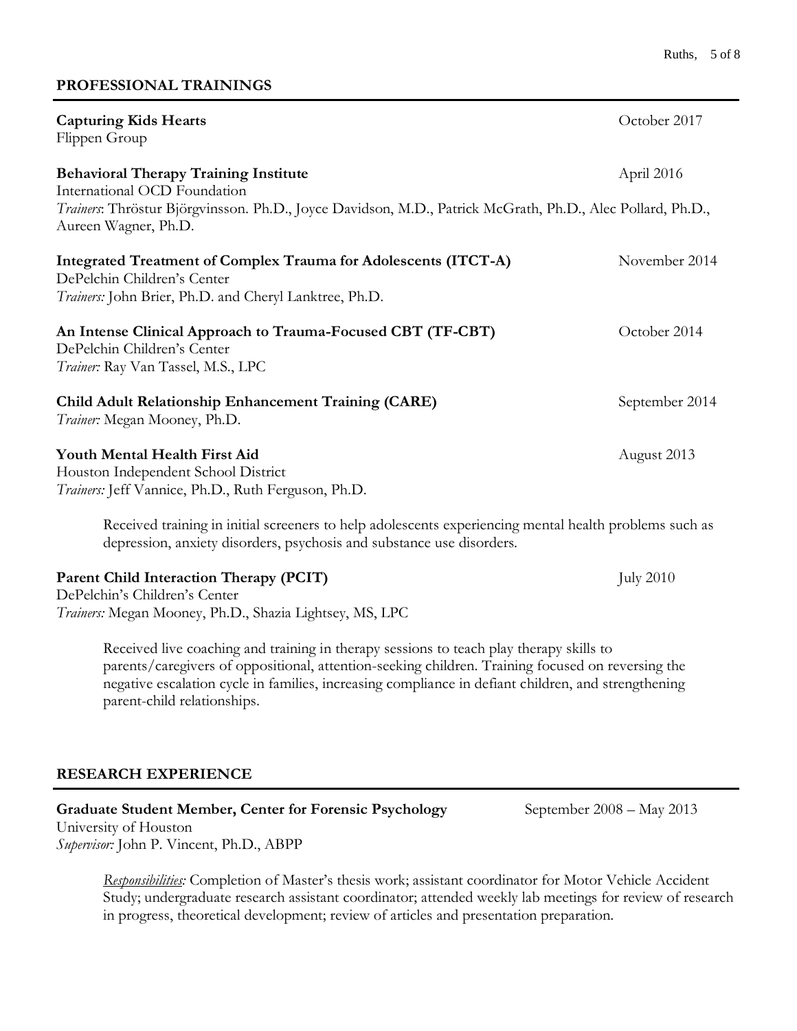## PROFESSIONAL TRAININGS

**Capturing Kids Hearts** — October 2017
Flippen Group

**Behavioral Therapy Training Institute** — April 2016
International OCD Foundation
*Trainers*: Thröstur Björgvinsson. Ph.D., Joyce Davidson, M.D., Patrick McGrath, Ph.D., Alec Pollard, Ph.D., Aureen Wagner, Ph.D.

**Integrated Treatment of Complex Trauma for Adolescents (ITCT-A)** — November 2014
DePelchin Children's Center
*Trainers:* John Brier, Ph.D. and Cheryl Lanktree, Ph.D.

**An Intense Clinical Approach to Trauma-Focused CBT (TF-CBT)** — October 2014
DePelchin Children's Center
*Trainer:* Ray Van Tassel, M.S., LPC

**Child Adult Relationship Enhancement Training (CARE)** — September 2014
*Trainer:* Megan Mooney, Ph.D.

**Youth Mental Health First Aid** — August 2013
Houston Independent School District
*Trainers:* Jeff Vannice, Ph.D., Ruth Ferguson, Ph.D.

Received training in initial screeners to help adolescents experiencing mental health problems such as depression, anxiety disorders, psychosis and substance use disorders.

**Parent Child Interaction Therapy (PCIT)** — July 2010
DePelchin's Children's Center
*Trainers:* Megan Mooney, Ph.D., Shazia Lightsey, MS, LPC

Received live coaching and training in therapy sessions to teach play therapy skills to parents/caregivers of oppositional, attention-seeking children. Training focused on reversing the negative escalation cycle in families, increasing compliance in defiant children, and strengthening parent-child relationships.

## RESEARCH EXPERIENCE

**Graduate Student Member, Center for Forensic Psychology** — September 2008 – May 2013
University of Houston
*Supervisor:* John P. Vincent, Ph.D., ABPP

*Responsibilities:* Completion of Master's thesis work; assistant coordinator for Motor Vehicle Accident Study; undergraduate research assistant coordinator; attended weekly lab meetings for review of research in progress, theoretical development; review of articles and presentation preparation.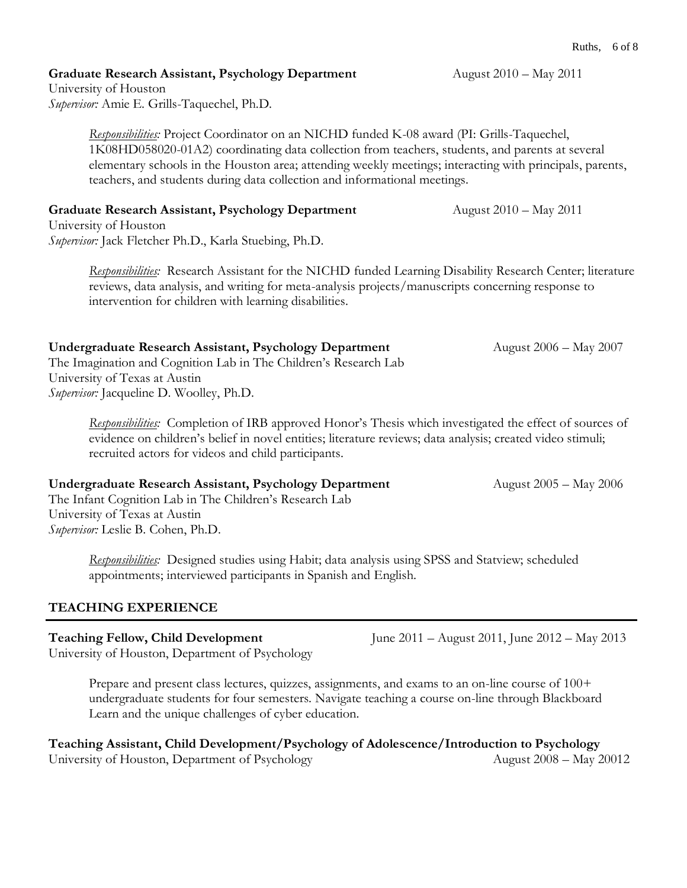**Graduate Research Assistant, Psychology Department** August 2010 – May 2011
University of Houston
*Supervisor:* Amie E. Grills-Taquechel, Ph.D.

> *Responsibilities:* Project Coordinator on an NICHD funded K-08 award (PI: Grills-Taquechel, 1K08HD058020-01A2) coordinating data collection from teachers, students, and parents at several elementary schools in the Houston area; attending weekly meetings; interacting with principals, parents, teachers, and students during data collection and informational meetings.

**Graduate Research Assistant, Psychology Department** August 2010 – May 2011
University of Houston
*Supervisor:* Jack Fletcher Ph.D., Karla Stuebing, Ph.D.

> *Responsibilities:* Research Assistant for the NICHD funded Learning Disability Research Center; literature reviews, data analysis, and writing for meta-analysis projects/manuscripts concerning response to intervention for children with learning disabilities.

**Undergraduate Research Assistant, Psychology Department** August 2006 – May 2007
The Imagination and Cognition Lab in The Children's Research Lab
University of Texas at Austin
*Supervisor:* Jacqueline D. Woolley, Ph.D.

> *Responsibilities:* Completion of IRB approved Honor's Thesis which investigated the effect of sources of evidence on children's belief in novel entities; literature reviews; data analysis; created video stimuli; recruited actors for videos and child participants.

**Undergraduate Research Assistant, Psychology Department** August 2005 – May 2006
The Infant Cognition Lab in The Children's Research Lab
University of Texas at Austin
*Supervisor:* Leslie B. Cohen, Ph.D.

> *Responsibilities:* Designed studies using Habit; data analysis using SPSS and Statview; scheduled appointments; interviewed participants in Spanish and English.

## TEACHING EXPERIENCE

**Teaching Fellow, Child Development** June 2011 – August 2011, June 2012 – May 2013
University of Houston, Department of Psychology

> Prepare and present class lectures, quizzes, assignments, and exams to an on-line course of 100+ undergraduate students for four semesters. Navigate teaching a course on-line through Blackboard Learn and the unique challenges of cyber education.

**Teaching Assistant, Child Development/Psychology of Adolescence/Introduction to Psychology**
University of Houston, Department of Psychology August 2008 – May 20012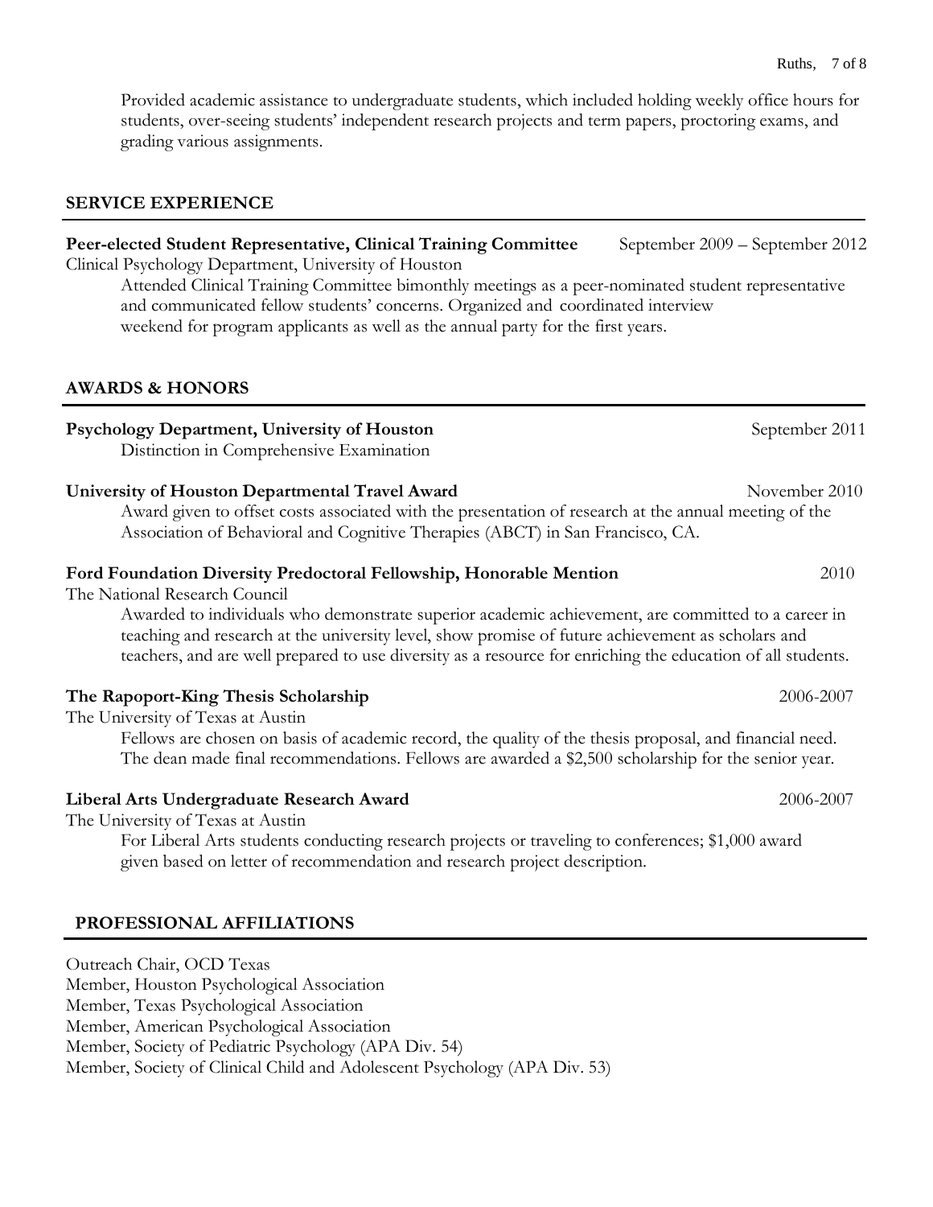Provided academic assistance to undergraduate students, which included holding weekly office hours for students, over-seeing students' independent research projects and term papers, proctoring exams, and grading various assignments.

## SERVICE EXPERIENCE

**Peer-elected Student Representative, Clinical Training Committee** September 2009 – September 2012
Clinical Psychology Department, University of Houston

Attended Clinical Training Committee bimonthly meetings as a peer-nominated student representative and communicated fellow students' concerns. Organized and coordinated interview weekend for program applicants as well as the annual party for the first years.

## AWARDS & HONORS

**Psychology Department, University of Houston** September 2011

Distinction in Comprehensive Examination

**University of Houston Departmental Travel Award** November 2010

Award given to offset costs associated with the presentation of research at the annual meeting of the Association of Behavioral and Cognitive Therapies (ABCT) in San Francisco, CA.

**Ford Foundation Diversity Predoctoral Fellowship, Honorable Mention** 2010
The National Research Council

Awarded to individuals who demonstrate superior academic achievement, are committed to a career in teaching and research at the university level, show promise of future achievement as scholars and teachers, and are well prepared to use diversity as a resource for enriching the education of all students.

**The Rapoport-King Thesis Scholarship** 2006-2007
The University of Texas at Austin

Fellows are chosen on basis of academic record, the quality of the thesis proposal, and financial need. The dean made final recommendations. Fellows are awarded a $2,500 scholarship for the senior year.

**Liberal Arts Undergraduate Research Award** 2006-2007
The University of Texas at Austin

For Liberal Arts students conducting research projects or traveling to conferences; $1,000 award given based on letter of recommendation and research project description.

## PROFESSIONAL AFFILIATIONS

Outreach Chair, OCD Texas
Member, Houston Psychological Association
Member, Texas Psychological Association
Member, American Psychological Association
Member, Society of Pediatric Psychology (APA Div. 54)
Member, Society of Clinical Child and Adolescent Psychology (APA Div. 53)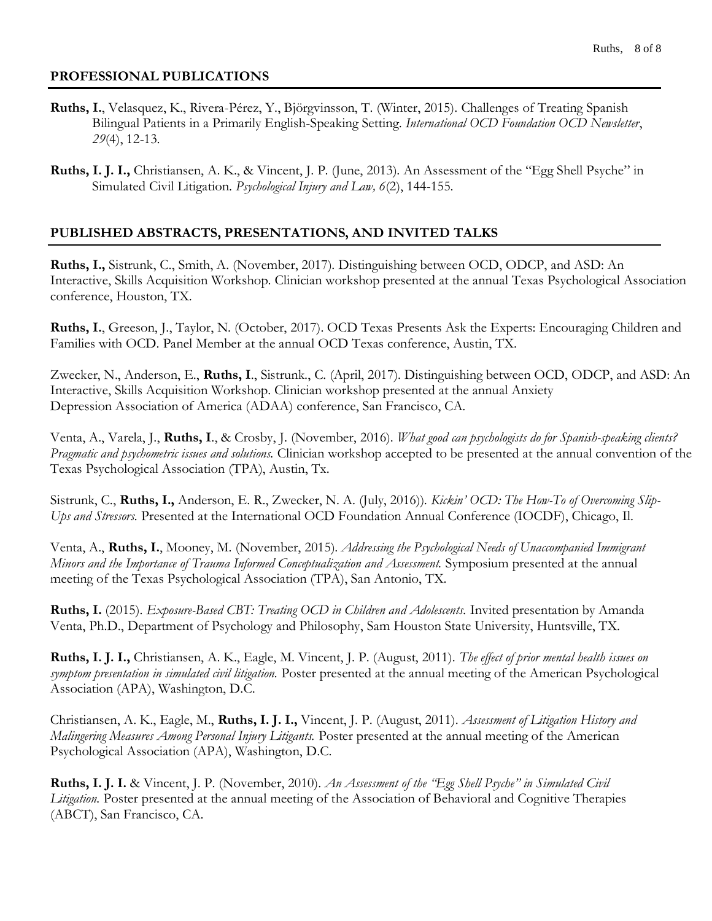## PROFESSIONAL PUBLICATIONS

**Ruths, I.**, Velasquez, K., Rivera-Pérez, Y., Björgvinsson, T. (Winter, 2015). Challenges of Treating Spanish Bilingual Patients in a Primarily English-Speaking Setting. *International OCD Foundation OCD Newsletter*, *29*(4), 12-13.

**Ruths, I. J. I.,** Christiansen, A. K., & Vincent, J. P. (June, 2013). An Assessment of the "Egg Shell Psyche" in Simulated Civil Litigation. *Psychological Injury and Law, 6*(2), 144-155.

## PUBLISHED ABSTRACTS, PRESENTATIONS, AND INVITED TALKS

**Ruths, I.,** Sistrunk, C., Smith, A. (November, 2017). Distinguishing between OCD, ODCP, and ASD: An Interactive, Skills Acquisition Workshop. Clinician workshop presented at the annual Texas Psychological Association conference, Houston, TX.

**Ruths, I.**, Greeson, J., Taylor, N. (October, 2017). OCD Texas Presents Ask the Experts: Encouraging Children and Families with OCD. Panel Member at the annual OCD Texas conference, Austin, TX.

Zwecker, N., Anderson, E., **Ruths, I**., Sistrunk., C. (April, 2017). Distinguishing between OCD, ODCP, and ASD: An Interactive, Skills Acquisition Workshop. Clinician workshop presented at the annual Anxiety Depression Association of America (ADAA) conference, San Francisco, CA.

Venta, A., Varela, J., **Ruths, I**., & Crosby, J. (November, 2016). *What good can psychologists do for Spanish-speaking clients? Pragmatic and psychometric issues and solutions.* Clinician workshop accepted to be presented at the annual convention of the Texas Psychological Association (TPA), Austin, Tx.

Sistrunk, C., **Ruths, I.,** Anderson, E. R., Zwecker, N. A. (July, 2016)). *Kickin' OCD: The How-To of Overcoming Slip-Ups and Stressors.* Presented at the International OCD Foundation Annual Conference (IOCDF), Chicago, Il.

Venta, A., **Ruths, I.**, Mooney, M. (November, 2015). *Addressing the Psychological Needs of Unaccompanied Immigrant Minors and the Importance of Trauma Informed Conceptualization and Assessment.* Symposium presented at the annual meeting of the Texas Psychological Association (TPA), San Antonio, TX.

**Ruths, I.** (2015). *Exposure-Based CBT: Treating OCD in Children and Adolescents.* Invited presentation by Amanda Venta, Ph.D., Department of Psychology and Philosophy, Sam Houston State University, Huntsville, TX.

**Ruths, I. J. I.,** Christiansen, A. K., Eagle, M. Vincent, J. P. (August, 2011). *The effect of prior mental health issues on symptom presentation in simulated civil litigation.* Poster presented at the annual meeting of the American Psychological Association (APA), Washington, D.C.

Christiansen, A. K., Eagle, M., **Ruths, I. J. I.,** Vincent, J. P. (August, 2011). *Assessment of Litigation History and Malingering Measures Among Personal Injury Litigants.* Poster presented at the annual meeting of the American Psychological Association (APA), Washington, D.C.

**Ruths, I. J. I.** & Vincent, J. P. (November, 2010). *An Assessment of the "Egg Shell Psyche" in Simulated Civil Litigation.* Poster presented at the annual meeting of the Association of Behavioral and Cognitive Therapies (ABCT), San Francisco, CA.